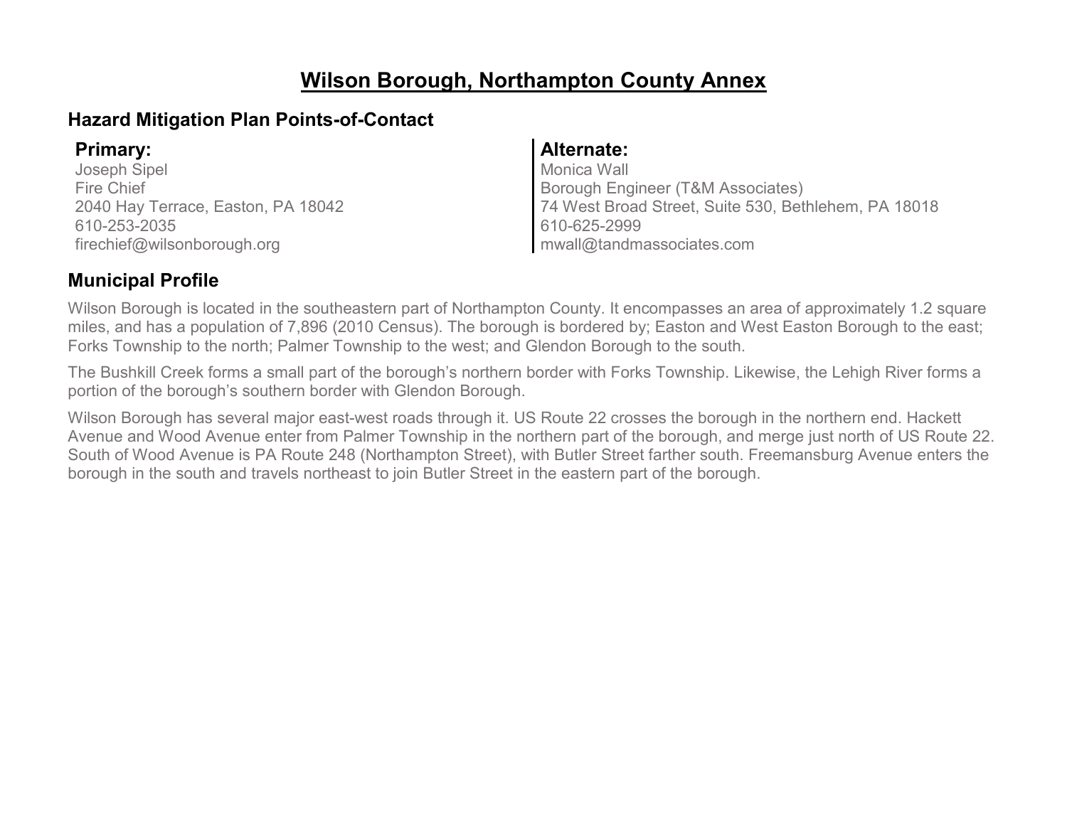# Wilson Borough, Northampton County Annex

## Hazard Mitigation Plan Points-of-Contact

**Primary:**
Joseph Sipel
Fire Chief
2040 Hay Terrace, Easton, PA 18042
610-253-2035
firechief@wilsonborough.org

**Alternate:**
Monica Wall
Borough Engineer (T&M Associates)
74 West Broad Street, Suite 530, Bethlehem, PA 18018
610-625-2999
mwall@tandmassociates.com

## Municipal Profile

Wilson Borough is located in the southeastern part of Northampton County. It encompasses an area of approximately 1.2 square miles, and has a population of 7,896 (2010 Census). The borough is bordered by; Easton and West Easton Borough to the east; Forks Township to the north; Palmer Township to the west; and Glendon Borough to the south.

The Bushkill Creek forms a small part of the borough's northern border with Forks Township. Likewise, the Lehigh River forms a portion of the borough's southern border with Glendon Borough.

Wilson Borough has several major east-west roads through it. US Route 22 crosses the borough in the northern end. Hackett Avenue and Wood Avenue enter from Palmer Township in the northern part of the borough, and merge just north of US Route 22. South of Wood Avenue is PA Route 248 (Northampton Street), with Butler Street farther south. Freemansburg Avenue enters the borough in the south and travels northeast to join Butler Street in the eastern part of the borough.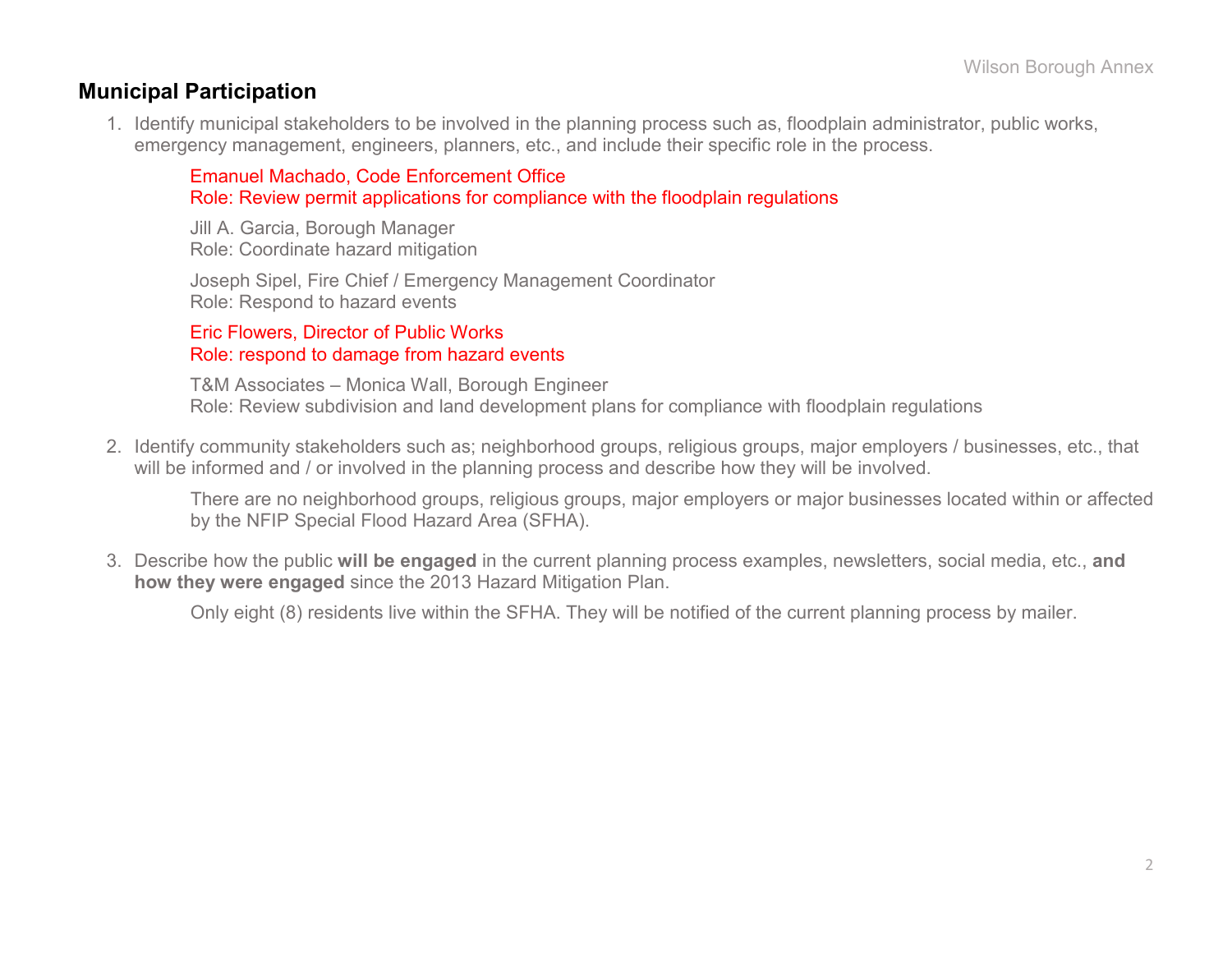## Municipal Participation

1. Identify municipal stakeholders to be involved in the planning process such as, floodplain administrator, public works, emergency management, engineers, planners, etc., and include their specific role in the process.

   Emanuel Machado, Code Enforcement Office
   Role: Review permit applications for compliance with the floodplain regulations

   Jill A. Garcia, Borough Manager
   Role: Coordinate hazard mitigation

   Joseph Sipel, Fire Chief / Emergency Management Coordinator
   Role: Respond to hazard events

   Eric Flowers, Director of Public Works
   Role: respond to damage from hazard events

   T&M Associates – Monica Wall, Borough Engineer
   Role: Review subdivision and land development plans for compliance with floodplain regulations

2. Identify community stakeholders such as; neighborhood groups, religious groups, major employers / businesses, etc., that will be informed and / or involved in the planning process and describe how they will be involved.

   There are no neighborhood groups, religious groups, major employers or major businesses located within or affected by the NFIP Special Flood Hazard Area (SFHA).

3. Describe how the public **will be engaged** in the current planning process examples, newsletters, social media, etc., **and how they were engaged** since the 2013 Hazard Mitigation Plan.

   Only eight (8) residents live within the SFHA. They will be notified of the current planning process by mailer.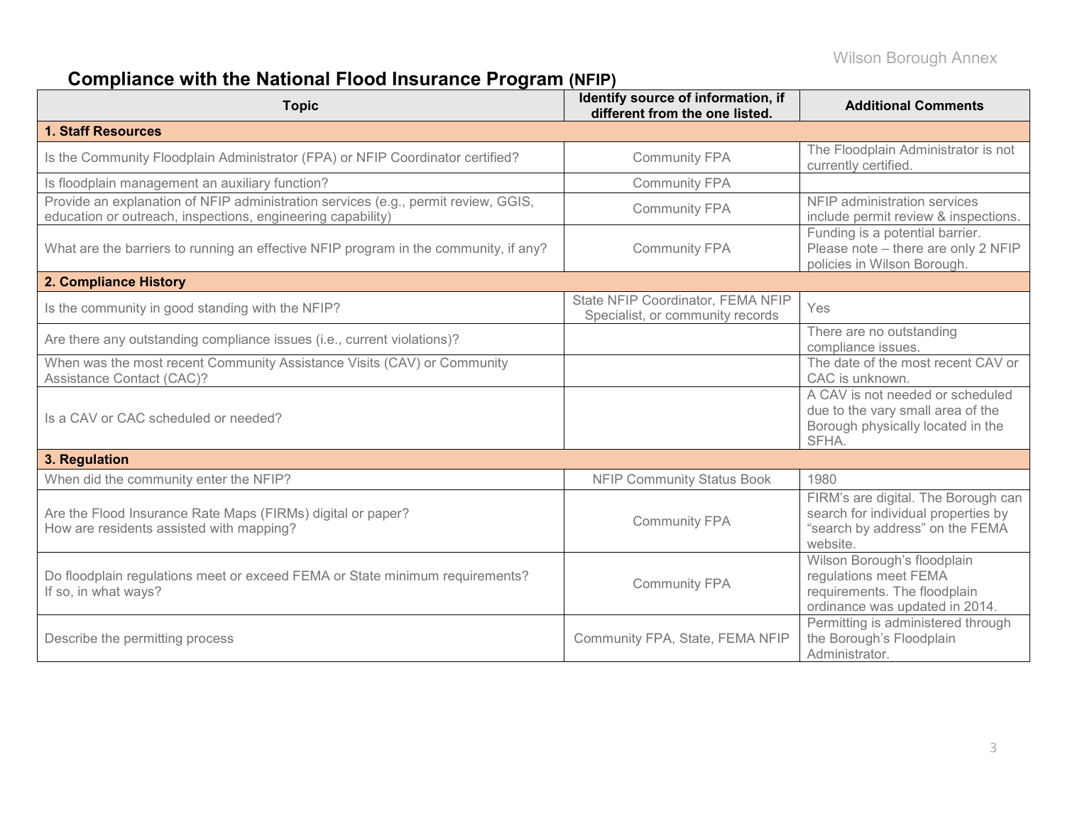## Compliance with the National Flood Insurance Program (NFIP)

| Topic | Identify source of information, if different from the one listed. | Additional Comments |
|---|---|---|
| **1. Staff Resources** | | |
| Is the Community Floodplain Administrator (FPA) or NFIP Coordinator certified? | Community FPA | The Floodplain Administrator is not currently certified. |
| Is floodplain management an auxiliary function? | Community FPA | |
| Provide an explanation of NFIP administration services (e.g., permit review, GGIS, education or outreach, inspections, engineering capability) | Community FPA | NFIP administration services include permit review & inspections. |
| What are the barriers to running an effective NFIP program in the community, if any? | Community FPA | Funding is a potential barrier. Please note – there are only 2 NFIP policies in Wilson Borough. |
| **2. Compliance History** | | |
| Is the community in good standing with the NFIP? | State NFIP Coordinator, FEMA NFIP Specialist, or community records | Yes |
| Are there any outstanding compliance issues (i.e., current violations)? | | There are no outstanding compliance issues. |
| When was the most recent Community Assistance Visits (CAV) or Community Assistance Contact (CAC)? | | The date of the most recent CAV or CAC is unknown. |
| Is a CAV or CAC scheduled or needed? | | A CAV is not needed or scheduled due to the vary small area of the Borough physically located in the SFHA. |
| **3. Regulation** | | |
| When did the community enter the NFIP? | NFIP Community Status Book | 1980 |
| Are the Flood Insurance Rate Maps (FIRMs) digital or paper? How are residents assisted with mapping? | Community FPA | FIRM's are digital. The Borough can search for individual properties by "search by address" on the FEMA website. |
| Do floodplain regulations meet or exceed FEMA or State minimum requirements? If so, in what ways? | Community FPA | Wilson Borough's floodplain regulations meet FEMA requirements. The floodplain ordinance was updated in 2014. |
| Describe the permitting process | Community FPA, State, FEMA NFIP | Permitting is administered through the Borough's Floodplain Administrator. |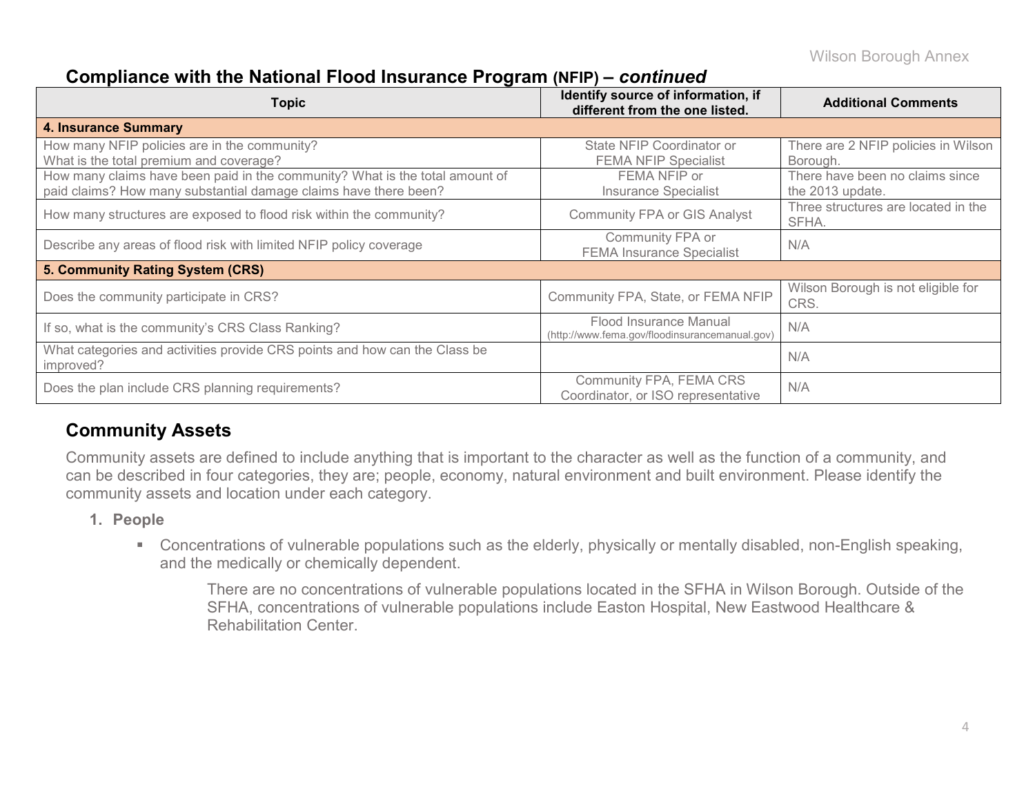## Compliance with the National Flood Insurance Program (NFIP) – *continued*

| Topic | Identify source of information, if different from the one listed. | Additional Comments |
|---|---|---|
| **4. Insurance Summary** | | |
| How many NFIP policies are in the community? What is the total premium and coverage? | State NFIP Coordinator or FEMA NFIP Specialist | There are 2 NFIP policies in Wilson Borough. |
| How many claims have been paid in the community? What is the total amount of paid claims? How many substantial damage claims have there been? | FEMA NFIP or Insurance Specialist | There have been no claims since the 2013 update. |
| How many structures are exposed to flood risk within the community? | Community FPA or GIS Analyst | Three structures are located in the SFHA. |
| Describe any areas of flood risk with limited NFIP policy coverage | Community FPA or FEMA Insurance Specialist | N/A |
| **5. Community Rating System (CRS)** | | |
| Does the community participate in CRS? | Community FPA, State, or FEMA NFIP | Wilson Borough is not eligible for CRS. |
| If so, what is the community's CRS Class Ranking? | Flood Insurance Manual (http://www.fema.gov/floodinsurancemanual.gov) | N/A |
| What categories and activities provide CRS points and how can the Class be improved? | | N/A |
| Does the plan include CRS planning requirements? | Community FPA, FEMA CRS Coordinator, or ISO representative | N/A |

## Community Assets

Community assets are defined to include anything that is important to the character as well as the function of a community, and can be described in four categories, they are; people, economy, natural environment and built environment. Please identify the community assets and location under each category.

1. **People**
   - Concentrations of vulnerable populations such as the elderly, physically or mentally disabled, non-English speaking, and the medically or chemically dependent.

     There are no concentrations of vulnerable populations located in the SFHA in Wilson Borough. Outside of the SFHA, concentrations of vulnerable populations include Easton Hospital, New Eastwood Healthcare & Rehabilitation Center.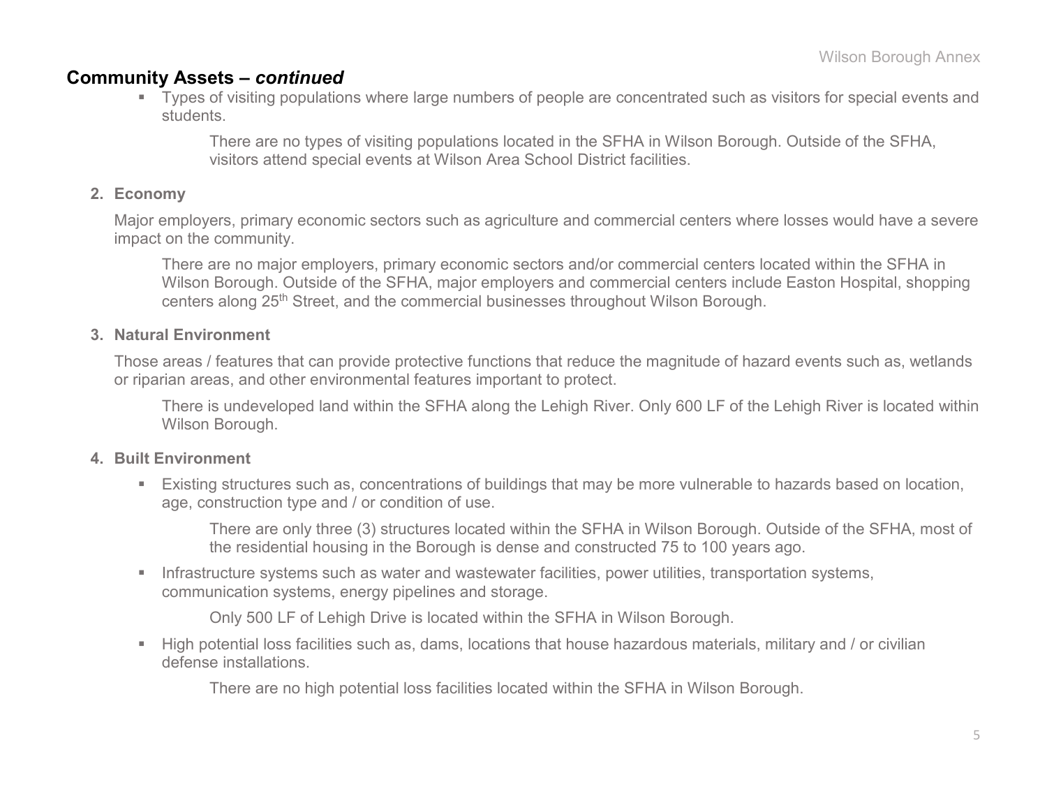## Community Assets – *continued*

- Types of visiting populations where large numbers of people are concentrated such as visitors for special events and students.

  There are no types of visiting populations located in the SFHA in Wilson Borough. Outside of the SFHA, visitors attend special events at Wilson Area School District facilities.

**2. Economy**

Major employers, primary economic sectors such as agriculture and commercial centers where losses would have a severe impact on the community.

There are no major employers, primary economic sectors and/or commercial centers located within the SFHA in Wilson Borough. Outside of the SFHA, major employers and commercial centers include Easton Hospital, shopping centers along 25th Street, and the commercial businesses throughout Wilson Borough.

**3. Natural Environment**

Those areas / features that can provide protective functions that reduce the magnitude of hazard events such as, wetlands or riparian areas, and other environmental features important to protect.

There is undeveloped land within the SFHA along the Lehigh River. Only 600 LF of the Lehigh River is located within Wilson Borough.

**4. Built Environment**

- Existing structures such as, concentrations of buildings that may be more vulnerable to hazards based on location, age, construction type and / or condition of use.

  There are only three (3) structures located within the SFHA in Wilson Borough. Outside of the SFHA, most of the residential housing in the Borough is dense and constructed 75 to 100 years ago.

- Infrastructure systems such as water and wastewater facilities, power utilities, transportation systems, communication systems, energy pipelines and storage.

  Only 500 LF of Lehigh Drive is located within the SFHA in Wilson Borough.

- High potential loss facilities such as, dams, locations that house hazardous materials, military and / or civilian defense installations.

  There are no high potential loss facilities located within the SFHA in Wilson Borough.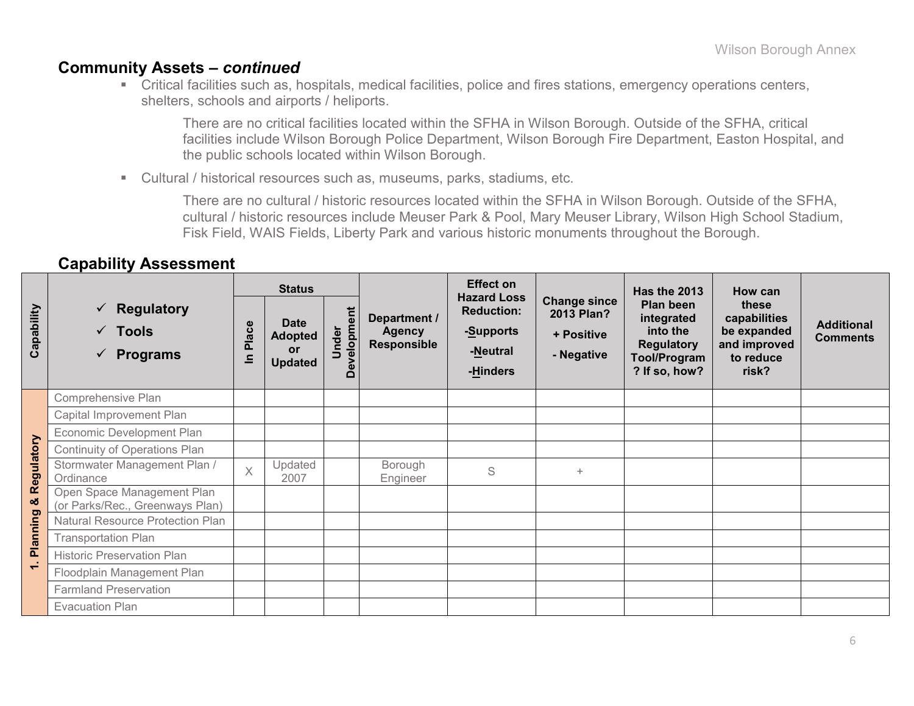## Community Assets – *continued*

- Critical facilities such as, hospitals, medical facilities, police and fires stations, emergency operations centers, shelters, schools and airports / heliports.

  There are no critical facilities located within the SFHA in Wilson Borough. Outside of the SFHA, critical facilities include Wilson Borough Police Department, Wilson Borough Fire Department, Easton Hospital, and the public schools located within Wilson Borough.

- Cultural / historical resources such as, museums, parks, stadiums, etc.

  There are no cultural / historic resources located within the SFHA in Wilson Borough. Outside of the SFHA, cultural / historic resources include Meuser Park & Pool, Mary Meuser Library, Wilson High School Stadium, Fisk Field, WAIS Fields, Liberty Park and various historic monuments throughout the Borough.

## Capability Assessment

| Capability | ✓ Regulatory ✓ Tools ✓ Programs | Status | | | Department / Agency Responsible | Effect on Hazard Loss Reduction: -Supports -Neutral -Hinders | Change since 2013 Plan? + Positive - Negative | Has the 2013 Plan been integrated into the Regulatory Tool/Program? If so, how? | How can these capabilities be expanded and improved to reduce risk? | Additional Comments |
|---|---|---|---|---|---|---|---|---|---|---|
| | | In Place | Date Adopted or Updated | Under Development | | | | | | |
| 1. Planning & Regulatory | Comprehensive Plan | | | | | | | | | |
| | Capital Improvement Plan | | | | | | | | | |
| | Economic Development Plan | | | | | | | | | |
| | Continuity of Operations Plan | | | | | | | | | |
| | Stormwater Management Plan / Ordinance | X | Updated 2007 | | Borough Engineer | S | + | | | |
| | Open Space Management Plan (or Parks/Rec., Greenways Plan) | | | | | | | | | |
| | Natural Resource Protection Plan | | | | | | | | | |
| | Transportation Plan | | | | | | | | | |
| | Historic Preservation Plan | | | | | | | | | |
| | Floodplain Management Plan | | | | | | | | | |
| | Farmland Preservation | | | | | | | | | |
| | Evacuation Plan | | | | | | | | | |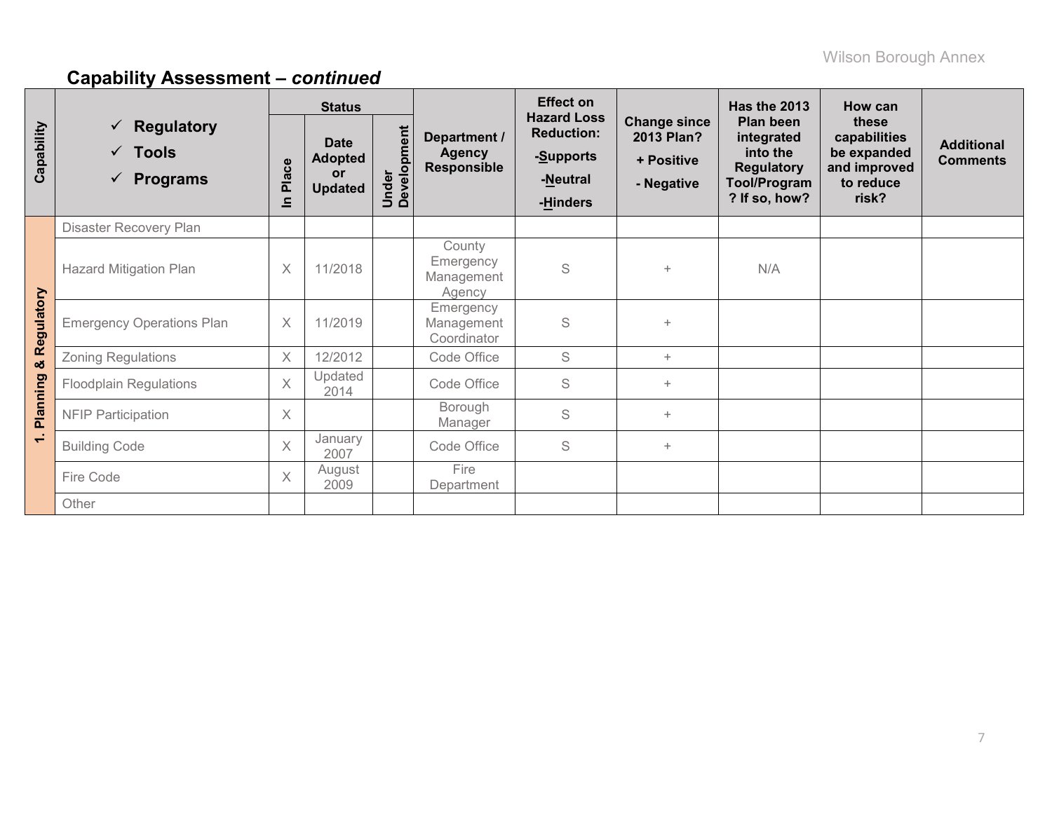## Capability Assessment – *continued*

| Capability | ✓ Regulatory ✓ Tools ✓ Programs | Status | | | Department / Agency Responsible | Effect on Hazard Loss Reduction: -Supports -Neutral -Hinders | Change since 2013 Plan? + Positive - Negative | Has the 2013 Plan been integrated into the Regulatory Tool/Program? If so, how? | How can these capabilities be expanded and improved to reduce risk? | Additional Comments |
|---|---|---|---|---|---|---|---|---|---|---|
| | | In Place | Date Adopted or Updated | Under Development | | | | | | |
| 1. Planning & Regulatory | Disaster Recovery Plan | | | | | | | | | |
| | Hazard Mitigation Plan | X | 11/2018 | | County Emergency Management Agency | S | + | N/A | | |
| | Emergency Operations Plan | X | 11/2019 | | Emergency Management Coordinator | S | + | | | |
| | Zoning Regulations | X | 12/2012 | | Code Office | S | + | | | |
| | Floodplain Regulations | X | Updated 2014 | | Code Office | S | + | | | |
| | NFIP Participation | X | | | Borough Manager | S | + | | | |
| | Building Code | X | January 2007 | | Code Office | S | + | | | |
| | Fire Code | X | August 2009 | | Fire Department | | | | | |
| | Other | | | | | | | | | |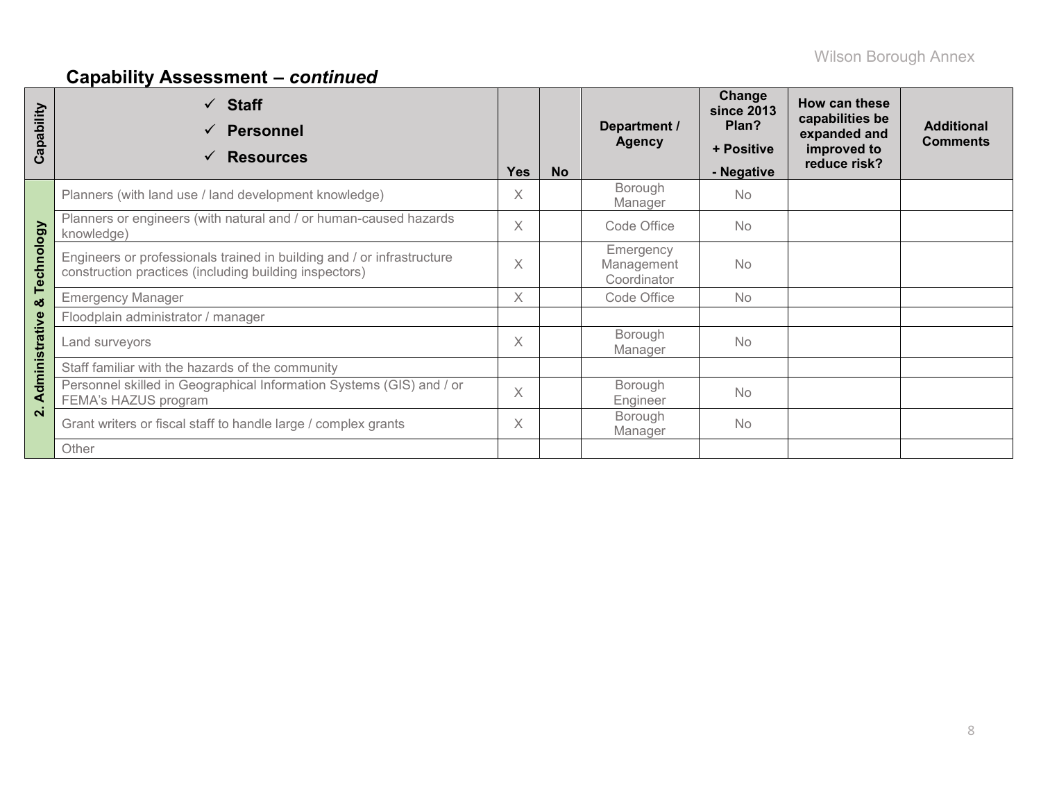## Capability Assessment – *continued*

| Capability | ✓ Staff ✓ Personnel ✓ Resources | Yes | No | Department / Agency | Change since 2013 Plan? + Positive - Negative | How can these capabilities be expanded and improved to reduce risk? | Additional Comments |
|---|---|---|---|---|---|---|---|
| 2. Administrative & Technology | Planners (with land use / land development knowledge) | X | | Borough Manager | No | | |
| | Planners or engineers (with natural and / or human-caused hazards knowledge) | X | | Code Office | No | | |
| | Engineers or professionals trained in building and / or infrastructure construction practices (including building inspectors) | X | | Emergency Management Coordinator | No | | |
| | Emergency Manager | X | | Code Office | No | | |
| | Floodplain administrator / manager | | | | | | |
| | Land surveyors | X | | Borough Manager | No | | |
| | Staff familiar with the hazards of the community | | | | | | |
| | Personnel skilled in Geographical Information Systems (GIS) and / or FEMA's HAZUS program | X | | Borough Engineer | No | | |
| | Grant writers or fiscal staff to handle large / complex grants | X | | Borough Manager | No | | |
| | Other | | | | | | |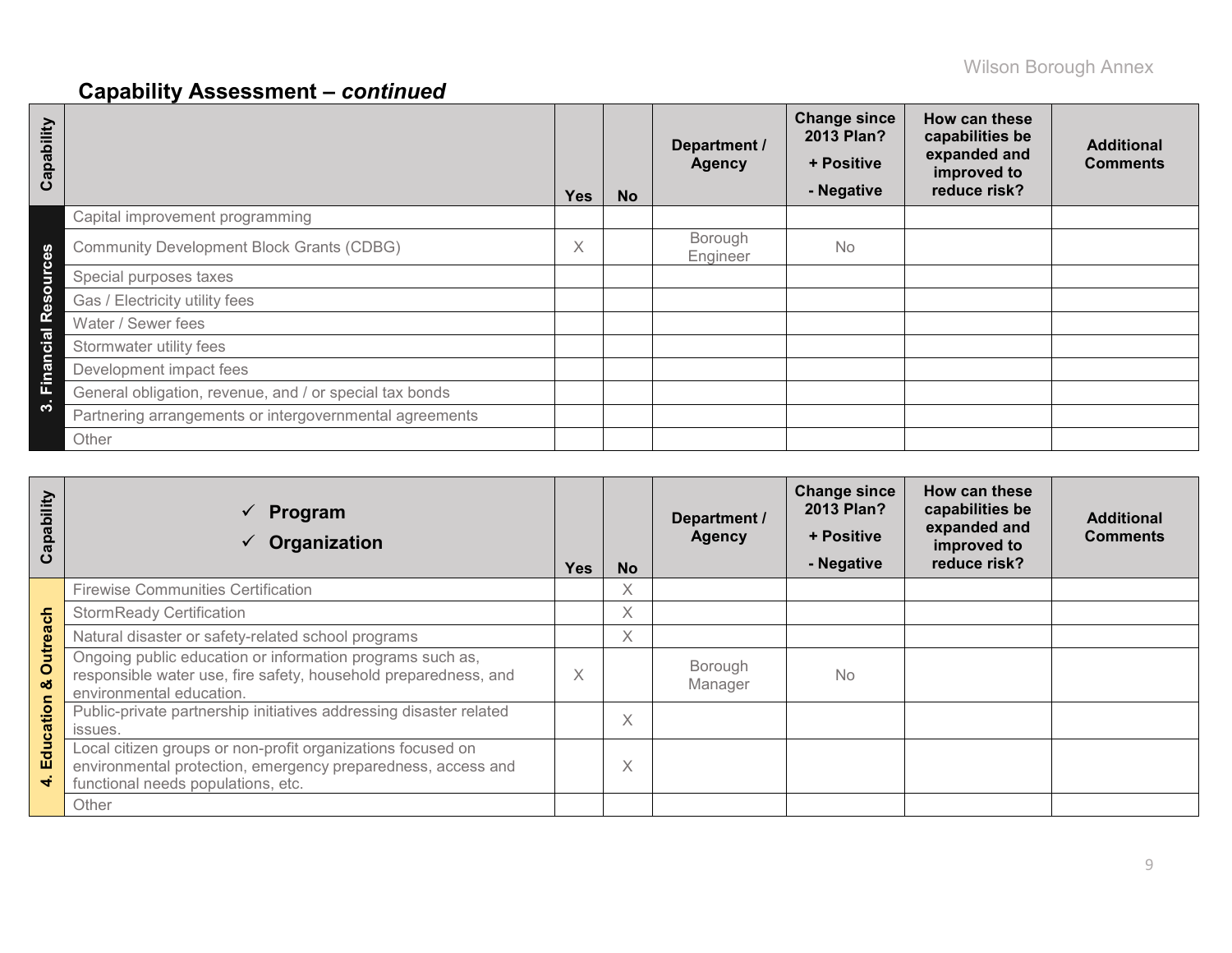## Capability Assessment – *continued*

| Capability | | Yes | No | Department / Agency | Change since 2013 Plan? + Positive - Negative | How can these capabilities be expanded and improved to reduce risk? | Additional Comments |
|---|---|---|---|---|---|---|---|
| 3. Financial Resources | Capital improvement programming | | | | | | |
| | Community Development Block Grants (CDBG) | X | | Borough Engineer | No | | |
| | Special purposes taxes | | | | | | |
| | Gas / Electricity utility fees | | | | | | |
| | Water / Sewer fees | | | | | | |
| | Stormwater utility fees | | | | | | |
| | Development impact fees | | | | | | |
| | General obligation, revenue, and / or special tax bonds | | | | | | |
| | Partnering arrangements or intergovernmental agreements | | | | | | |
| | Other | | | | | | |

| Capability | ✓ Program ✓ Organization | Yes | No | Department / Agency | Change since 2013 Plan? + Positive - Negative | How can these capabilities be expanded and improved to reduce risk? | Additional Comments |
|---|---|---|---|---|---|---|---|
| 4. Education & Outreach | Firewise Communities Certification | | X | | | | |
| | StormReady Certification | | X | | | | |
| | Natural disaster or safety-related school programs | | X | | | | |
| | Ongoing public education or information programs such as, responsible water use, fire safety, household preparedness, and environmental education. | X | | Borough Manager | No | | |
| | Public-private partnership initiatives addressing disaster related issues. | | X | | | | |
| | Local citizen groups or non-profit organizations focused on environmental protection, emergency preparedness, access and functional needs populations, etc. | | X | | | | |
| | Other | | | | | | |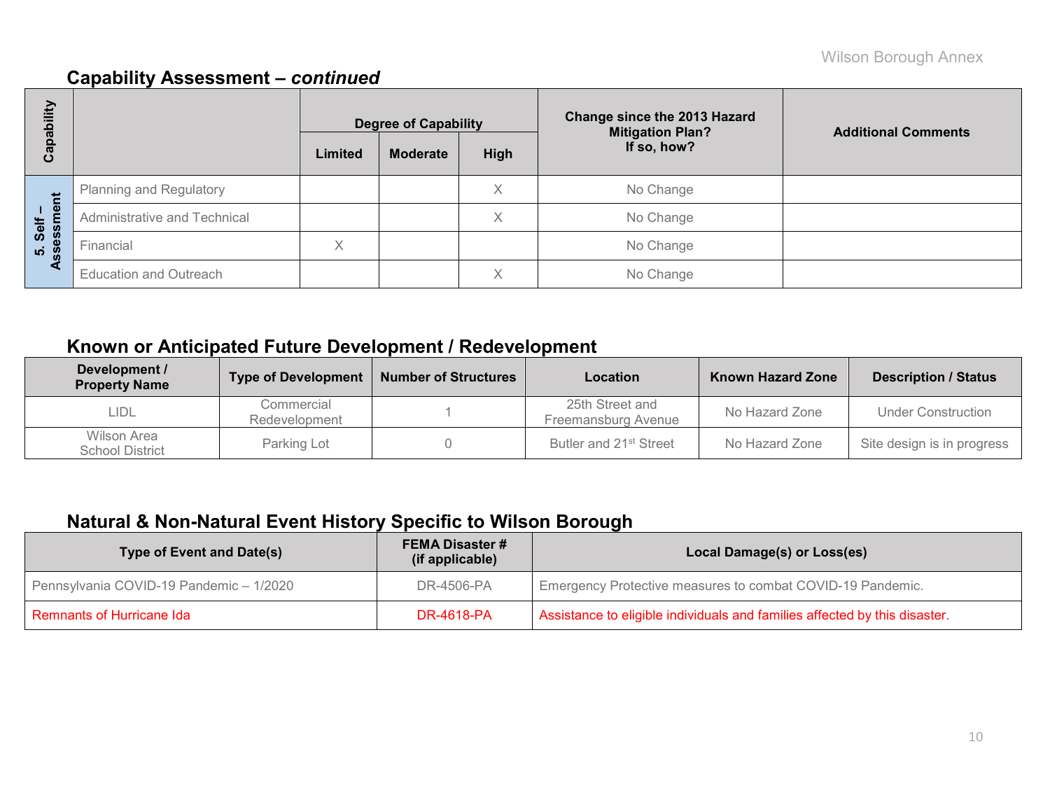## Capability Assessment – *continued*

| Capability | | Degree of Capability | | | Change since the 2013 Hazard Mitigation Plan? If so, how? | Additional Comments |
|---|---|---|---|---|---|---|
| | | Limited | Moderate | High | | |
| 5. Self – Assessment | Planning and Regulatory | | | X | No Change | |
| | Administrative and Technical | | | X | No Change | |
| | Financial | X | | | No Change | |
| | Education and Outreach | | | X | No Change | |

## Known or Anticipated Future Development / Redevelopment

| Development / Property Name | Type of Development | Number of Structures | Location | Known Hazard Zone | Description / Status |
|---|---|---|---|---|---|
| LIDL | Commercial Redevelopment | 1 | 25th Street and Freemansburg Avenue | No Hazard Zone | Under Construction |
| Wilson Area School District | Parking Lot | 0 | Butler and 21st Street | No Hazard Zone | Site design is in progress |

## Natural & Non-Natural Event History Specific to Wilson Borough

| Type of Event and Date(s) | FEMA Disaster # (if applicable) | Local Damage(s) or Loss(es) |
|---|---|---|
| Pennsylvania COVID-19 Pandemic – 1/2020 | DR-4506-PA | Emergency Protective measures to combat COVID-19 Pandemic. |
| Remnants of Hurricane Ida | DR-4618-PA | Assistance to eligible individuals and families affected by this disaster. |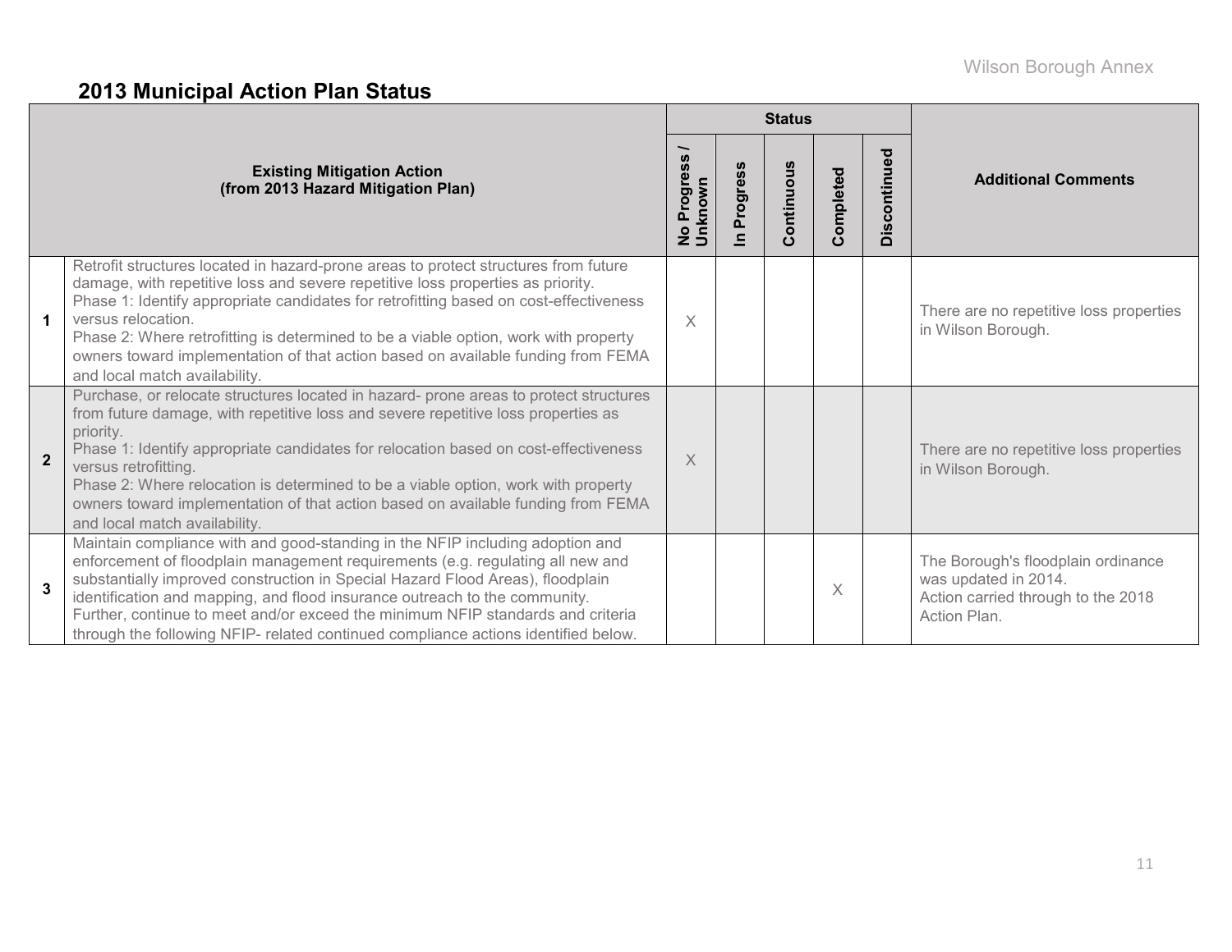## 2013 Municipal Action Plan Status

| | Existing Mitigation Action (from 2013 Hazard Mitigation Plan) | Status | | | | | Additional Comments |
|---|---|---|---|---|---|---|---|
| | | No Progress / Unknown | In Progress | Continuous | Completed | Discontinued | |
| 1 | Retrofit structures located in hazard-prone areas to protect structures from future damage, with repetitive loss and severe repetitive loss properties as priority.<br>Phase 1: Identify appropriate candidates for retrofitting based on cost-effectiveness versus relocation.<br>Phase 2: Where retrofitting is determined to be a viable option, work with property owners toward implementation of that action based on available funding from FEMA and local match availability. | X | | | | | There are no repetitive loss properties in Wilson Borough. |
| 2 | Purchase, or relocate structures located in hazard- prone areas to protect structures from future damage, with repetitive loss and severe repetitive loss properties as priority.<br>Phase 1: Identify appropriate candidates for relocation based on cost-effectiveness versus retrofitting.<br>Phase 2: Where relocation is determined to be a viable option, work with property owners toward implementation of that action based on available funding from FEMA and local match availability. | X | | | | | There are no repetitive loss properties in Wilson Borough. |
| 3 | Maintain compliance with and good-standing in the NFIP including adoption and enforcement of floodplain management requirements (e.g. regulating all new and substantially improved construction in Special Hazard Flood Areas), floodplain identification and mapping, and flood insurance outreach to the community. Further, continue to meet and/or exceed the minimum NFIP standards and criteria through the following NFIP- related continued compliance actions identified below. | | | | X | | The Borough's floodplain ordinance was updated in 2014.<br>Action carried through to the 2018 Action Plan. |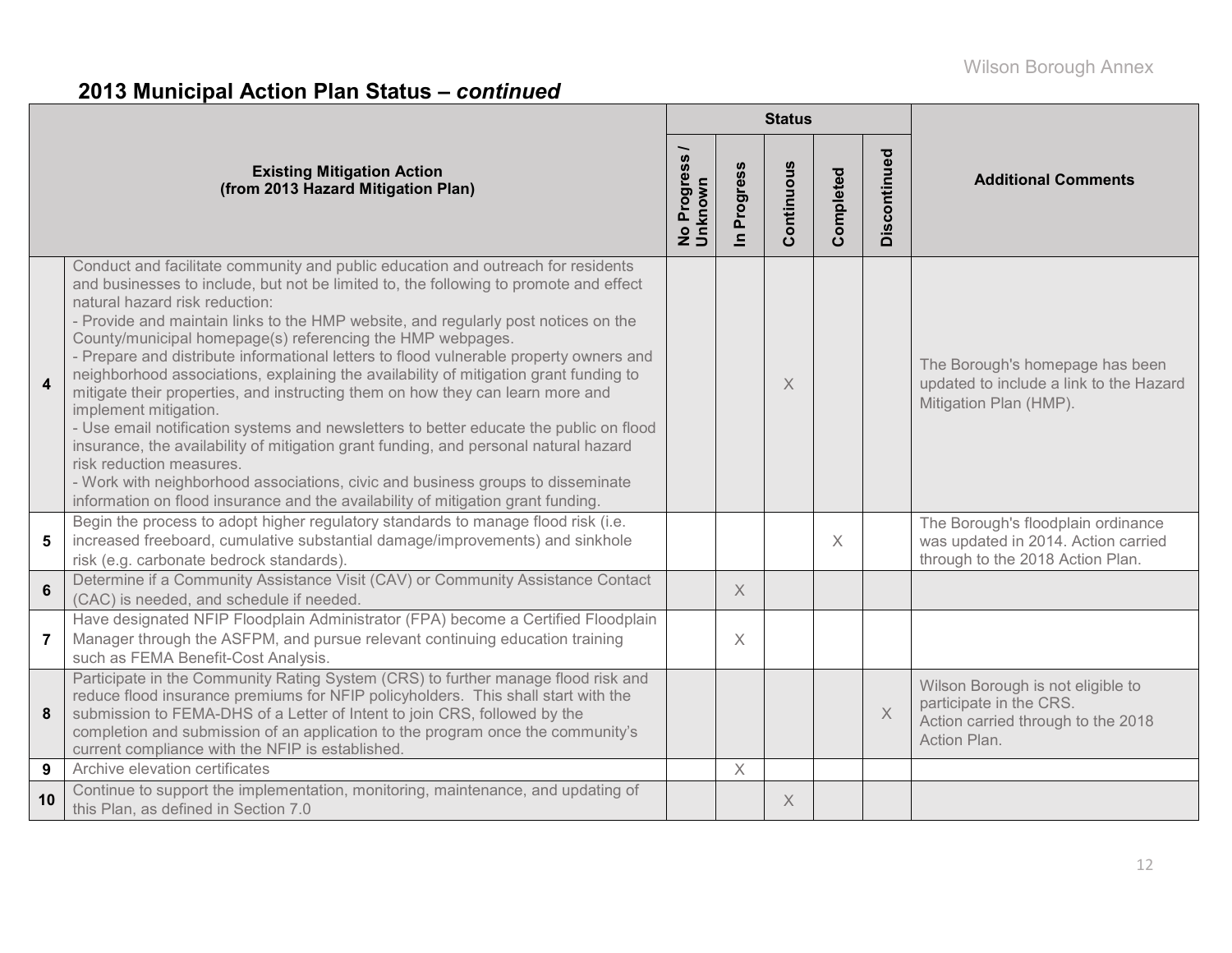## 2013 Municipal Action Plan Status – *continued*

| | Existing Mitigation Action (from 2013 Hazard Mitigation Plan) | Status | | | | | Additional Comments |
|---|---|---|---|---|---|---|---|
| | | No Progress / Unknown | In Progress | Continuous | Completed | Discontinued | |
| 4 | Conduct and facilitate community and public education and outreach for residents and businesses to include, but not be limited to, the following to promote and effect natural hazard risk reduction:<br>- Provide and maintain links to the HMP website, and regularly post notices on the County/municipal homepage(s) referencing the HMP webpages.<br>- Prepare and distribute informational letters to flood vulnerable property owners and neighborhood associations, explaining the availability of mitigation grant funding to mitigate their properties, and instructing them on how they can learn more and implement mitigation.<br>- Use email notification systems and newsletters to better educate the public on flood insurance, the availability of mitigation grant funding, and personal natural hazard risk reduction measures.<br>- Work with neighborhood associations, civic and business groups to disseminate information on flood insurance and the availability of mitigation grant funding. | | | X | | | The Borough's homepage has been updated to include a link to the Hazard Mitigation Plan (HMP). |
| 5 | Begin the process to adopt higher regulatory standards to manage flood risk (i.e. increased freeboard, cumulative substantial damage/improvements) and sinkhole risk (e.g. carbonate bedrock standards). | | | | X | | The Borough's floodplain ordinance was updated in 2014. Action carried through to the 2018 Action Plan. |
| 6 | Determine if a Community Assistance Visit (CAV) or Community Assistance Contact (CAC) is needed, and schedule if needed. | | X | | | | |
| 7 | Have designated NFIP Floodplain Administrator (FPA) become a Certified Floodplain Manager through the ASFPM, and pursue relevant continuing education training such as FEMA Benefit-Cost Analysis. | | X | | | | |
| 8 | Participate in the Community Rating System (CRS) to further manage flood risk and reduce flood insurance premiums for NFIP policyholders. This shall start with the submission to FEMA-DHS of a Letter of Intent to join CRS, followed by the completion and submission of an application to the program once the community's current compliance with the NFIP is established. | | | | | X | Wilson Borough is not eligible to participate in the CRS.<br>Action carried through to the 2018 Action Plan. |
| 9 | Archive elevation certificates | | X | | | | |
| 10 | Continue to support the implementation, monitoring, maintenance, and updating of this Plan, as defined in Section 7.0 | | | X | | | |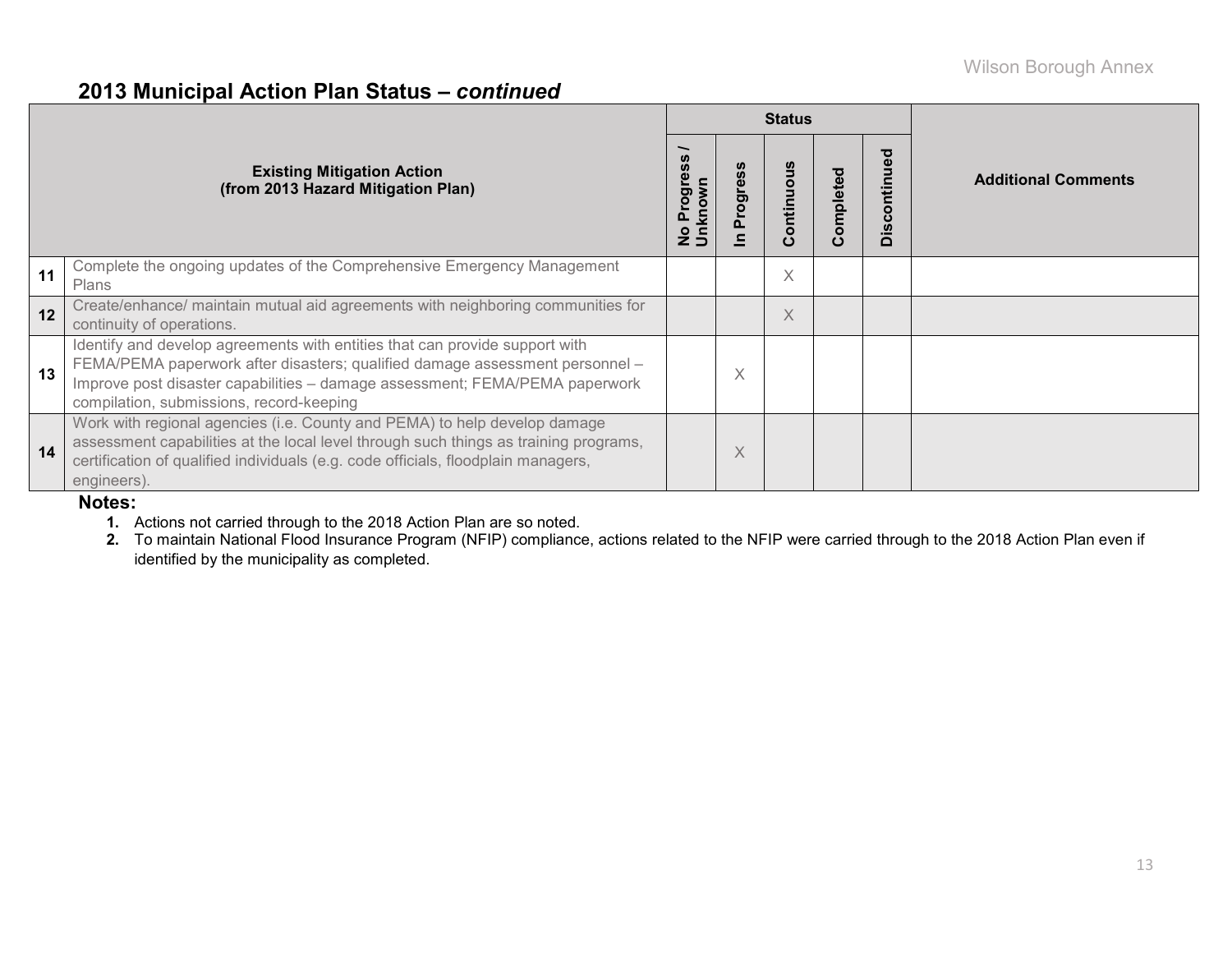## 2013 Municipal Action Plan Status – *continued*

| | Existing Mitigation Action (from 2013 Hazard Mitigation Plan) | Status | | | | | Additional Comments |
|---|---|---|---|---|---|---|---|
| | | No Progress / Unknown | In Progress | Continuous | Completed | Discontinued | |
| 11 | Complete the ongoing updates of the Comprehensive Emergency Management Plans | | | X | | | |
| 12 | Create/enhance/ maintain mutual aid agreements with neighboring communities for continuity of operations. | | | X | | | |
| 13 | Identify and develop agreements with entities that can provide support with FEMA/PEMA paperwork after disasters; qualified damage assessment personnel – Improve post disaster capabilities – damage assessment; FEMA/PEMA paperwork compilation, submissions, record-keeping | | X | | | | |
| 14 | Work with regional agencies (i.e. County and PEMA) to help develop damage assessment capabilities at the local level through such things as training programs, certification of qualified individuals (e.g. code officials, floodplain managers, engineers). | | X | | | | |

**Notes:**

1. Actions not carried through to the 2018 Action Plan are so noted.
2. To maintain National Flood Insurance Program (NFIP) compliance, actions related to the NFIP were carried through to the 2018 Action Plan even if identified by the municipality as completed.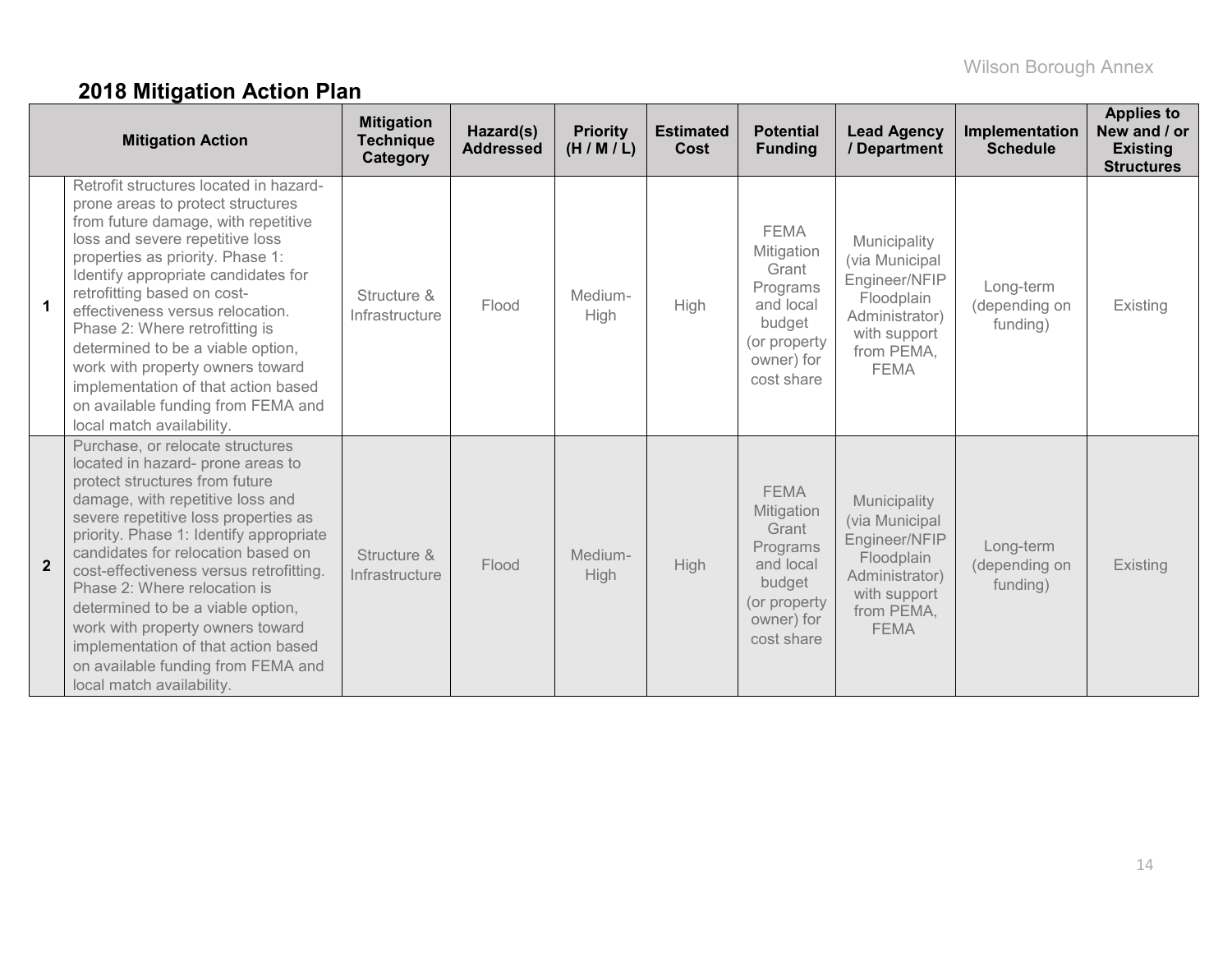## 2018 Mitigation Action Plan

| | Mitigation Action | Mitigation Technique Category | Hazard(s) Addressed | Priority (H / M / L) | Estimated Cost | Potential Funding | Lead Agency / Department | Implementation Schedule | Applies to New and / or Existing Structures |
|---|---|---|---|---|---|---|---|---|---|
| 1 | Retrofit structures located in hazard-prone areas to protect structures from future damage, with repetitive loss and severe repetitive loss properties as priority. Phase 1: Identify appropriate candidates for retrofitting based on cost-effectiveness versus relocation. Phase 2: Where retrofitting is determined to be a viable option, work with property owners toward implementation of that action based on available funding from FEMA and local match availability. | Structure & Infrastructure | Flood | Medium-High | High | FEMA Mitigation Grant Programs and local budget (or property owner) for cost share | Municipality (via Municipal Engineer/NFIP Floodplain Administrator) with support from PEMA, FEMA | Long-term (depending on funding) | Existing |
| 2 | Purchase, or relocate structures located in hazard- prone areas to protect structures from future damage, with repetitive loss and severe repetitive loss properties as priority. Phase 1: Identify appropriate candidates for relocation based on cost-effectiveness versus retrofitting. Phase 2: Where relocation is determined to be a viable option, work with property owners toward implementation of that action based on available funding from FEMA and local match availability. | Structure & Infrastructure | Flood | Medium-High | High | FEMA Mitigation Grant Programs and local budget (or property owner) for cost share | Municipality (via Municipal Engineer/NFIP Floodplain Administrator) with support from PEMA, FEMA | Long-term (depending on funding) | Existing |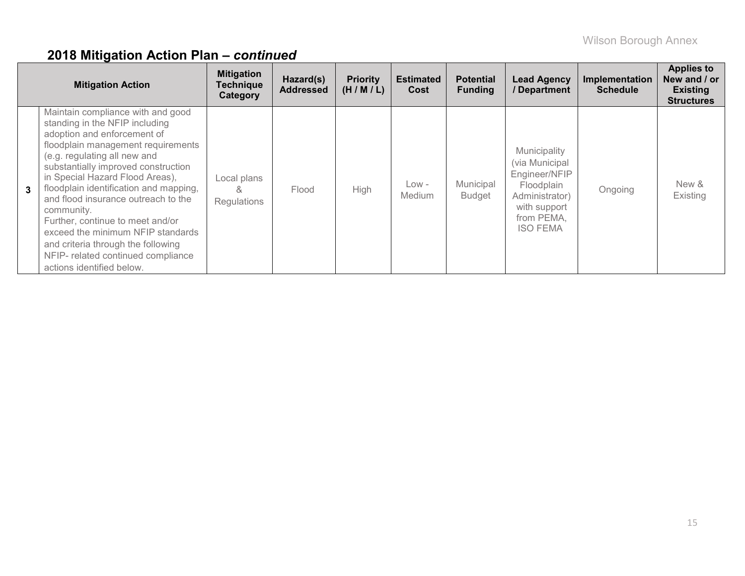## 2018 Mitigation Action Plan – *continued*

| | Mitigation Action | Mitigation Technique Category | Hazard(s) Addressed | Priority (H / M / L) | Estimated Cost | Potential Funding | Lead Agency / Department | Implementation Schedule | Applies to New and / or Existing Structures |
|---|---|---|---|---|---|---|---|---|---|
| 3 | Maintain compliance with and good standing in the NFIP including adoption and enforcement of floodplain management requirements (e.g. regulating all new and substantially improved construction in Special Hazard Flood Areas), floodplain identification and mapping, and flood insurance outreach to the community. Further, continue to meet and/or exceed the minimum NFIP standards and criteria through the following NFIP- related continued compliance actions identified below. | Local plans & Regulations | Flood | High | Low - Medium | Municipal Budget | Municipality (via Municipal Engineer/NFIP Floodplain Administrator) with support from PEMA, ISO FEMA | Ongoing | New & Existing |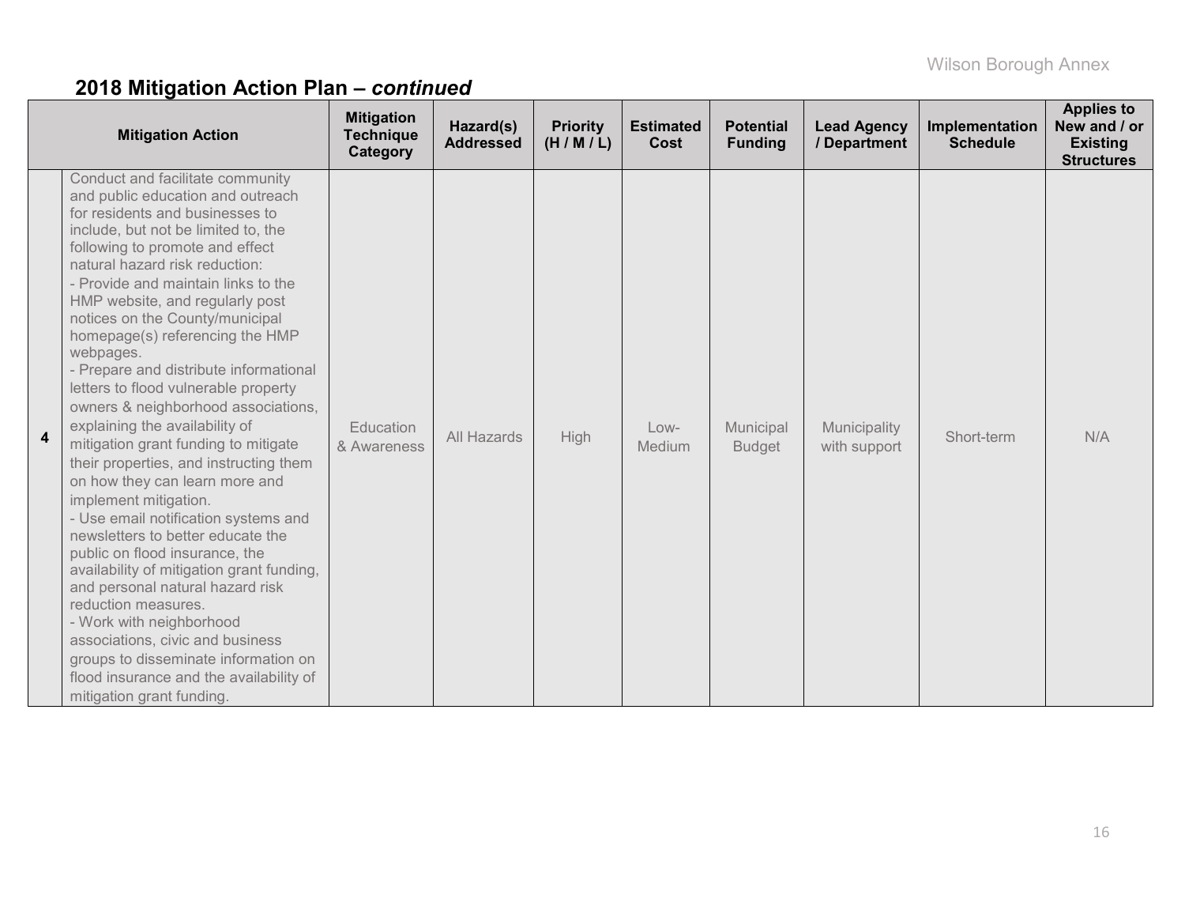## 2018 Mitigation Action Plan – *continued*

| | Mitigation Action | Mitigation Technique Category | Hazard(s) Addressed | Priority (H / M / L) | Estimated Cost | Potential Funding | Lead Agency / Department | Implementation Schedule | Applies to New and / or Existing Structures |
|---|---|---|---|---|---|---|---|---|---|
| **4** | Conduct and facilitate community and public education and outreach for residents and businesses to include, but not be limited to, the following to promote and effect natural hazard risk reduction:<br>- Provide and maintain links to the HMP website, and regularly post notices on the County/municipal homepage(s) referencing the HMP webpages.<br>- Prepare and distribute informational letters to flood vulnerable property owners & neighborhood associations, explaining the availability of mitigation grant funding to mitigate their properties, and instructing them on how they can learn more and implement mitigation.<br>- Use email notification systems and newsletters to better educate the public on flood insurance, the availability of mitigation grant funding, and personal natural hazard risk reduction measures.<br>- Work with neighborhood associations, civic and business groups to disseminate information on flood insurance and the availability of mitigation grant funding. | Education & Awareness | All Hazards | High | Low-Medium | Municipal Budget | Municipality with support | Short-term | N/A |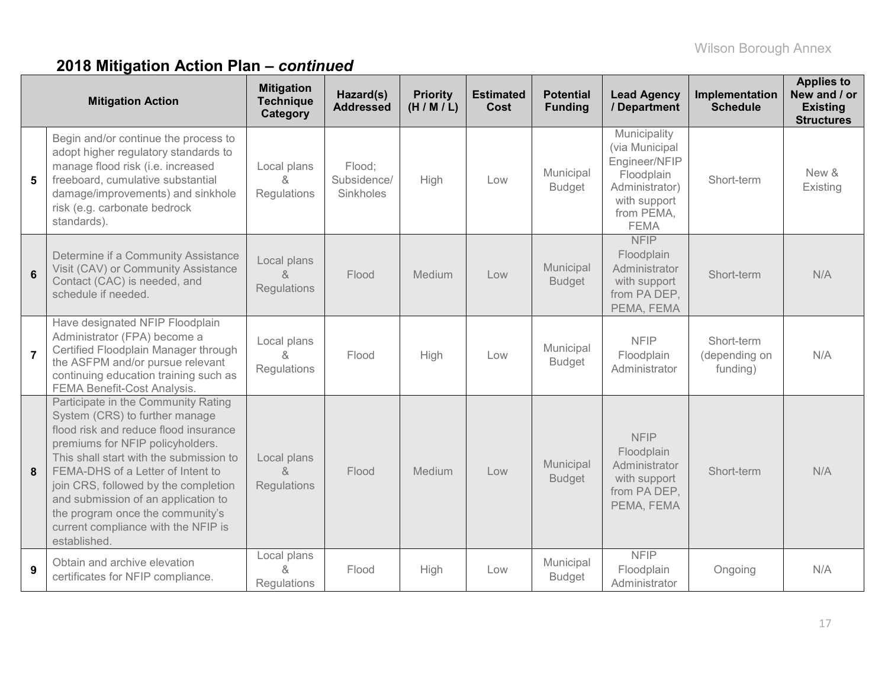## 2018 Mitigation Action Plan – *continued*

| | Mitigation Action | Mitigation Technique Category | Hazard(s) Addressed | Priority (H / M / L) | Estimated Cost | Potential Funding | Lead Agency / Department | Implementation Schedule | Applies to New and / or Existing Structures |
|---|---|---|---|---|---|---|---|---|---|
| 5 | Begin and/or continue the process to adopt higher regulatory standards to manage flood risk (i.e. increased freeboard, cumulative substantial damage/improvements) and sinkhole risk (e.g. carbonate bedrock standards). | Local plans & Regulations | Flood; Subsidence/ Sinkholes | High | Low | Municipal Budget | Municipality (via Municipal Engineer/NFIP Floodplain Administrator) with support from PEMA, FEMA | Short-term | New & Existing |
| 6 | Determine if a Community Assistance Visit (CAV) or Community Assistance Contact (CAC) is needed, and schedule if needed. | Local plans & Regulations | Flood | Medium | Low | Municipal Budget | NFIP Floodplain Administrator with support from PA DEP, PEMA, FEMA | Short-term | N/A |
| 7 | Have designated NFIP Floodplain Administrator (FPA) become a Certified Floodplain Manager through the ASFPM and/or pursue relevant continuing education training such as FEMA Benefit-Cost Analysis. | Local plans & Regulations | Flood | High | Low | Municipal Budget | NFIP Floodplain Administrator | Short-term (depending on funding) | N/A |
| 8 | Participate in the Community Rating System (CRS) to further manage flood risk and reduce flood insurance premiums for NFIP policyholders. This shall start with the submission to FEMA-DHS of a Letter of Intent to join CRS, followed by the completion and submission of an application to the program once the community's current compliance with the NFIP is established. | Local plans & Regulations | Flood | Medium | Low | Municipal Budget | NFIP Floodplain Administrator with support from PA DEP, PEMA, FEMA | Short-term | N/A |
| 9 | Obtain and archive elevation certificates for NFIP compliance. | Local plans & Regulations | Flood | High | Low | Municipal Budget | NFIP Floodplain Administrator | Ongoing | N/A |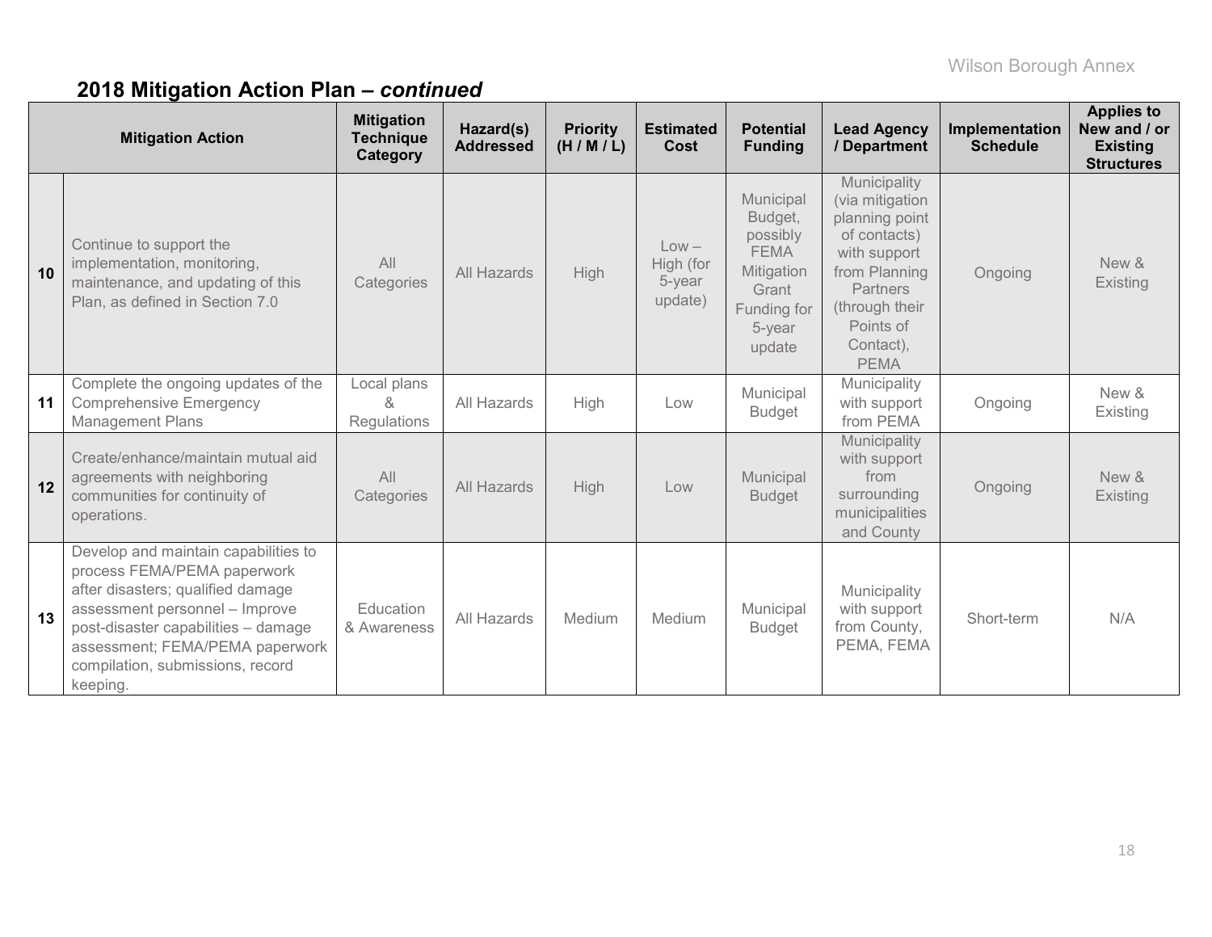## 2018 Mitigation Action Plan – *continued*

| | Mitigation Action | Mitigation Technique Category | Hazard(s) Addressed | Priority (H / M / L) | Estimated Cost | Potential Funding | Lead Agency / Department | Implementation Schedule | Applies to New and / or Existing Structures |
|---|---|---|---|---|---|---|---|---|---|
| 10 | Continue to support the implementation, monitoring, maintenance, and updating of this Plan, as defined in Section 7.0 | All Categories | All Hazards | High | Low – High (for 5-year update) | Municipal Budget, possibly FEMA Mitigation Grant Funding for 5-year update | Municipality (via mitigation planning point of contacts) with support from Planning Partners (through their Points of Contact), PEMA | Ongoing | New & Existing |
| 11 | Complete the ongoing updates of the Comprehensive Emergency Management Plans | Local plans & Regulations | All Hazards | High | Low | Municipal Budget | Municipality with support from PEMA | Ongoing | New & Existing |
| 12 | Create/enhance/maintain mutual aid agreements with neighboring communities for continuity of operations. | All Categories | All Hazards | High | Low | Municipal Budget | Municipality with support from surrounding municipalities and County | Ongoing | New & Existing |
| 13 | Develop and maintain capabilities to process FEMA/PEMA paperwork after disasters; qualified damage assessment personnel – Improve post-disaster capabilities – damage assessment; FEMA/PEMA paperwork compilation, submissions, record keeping. | Education & Awareness | All Hazards | Medium | Medium | Municipal Budget | Municipality with support from County, PEMA, FEMA | Short-term | N/A |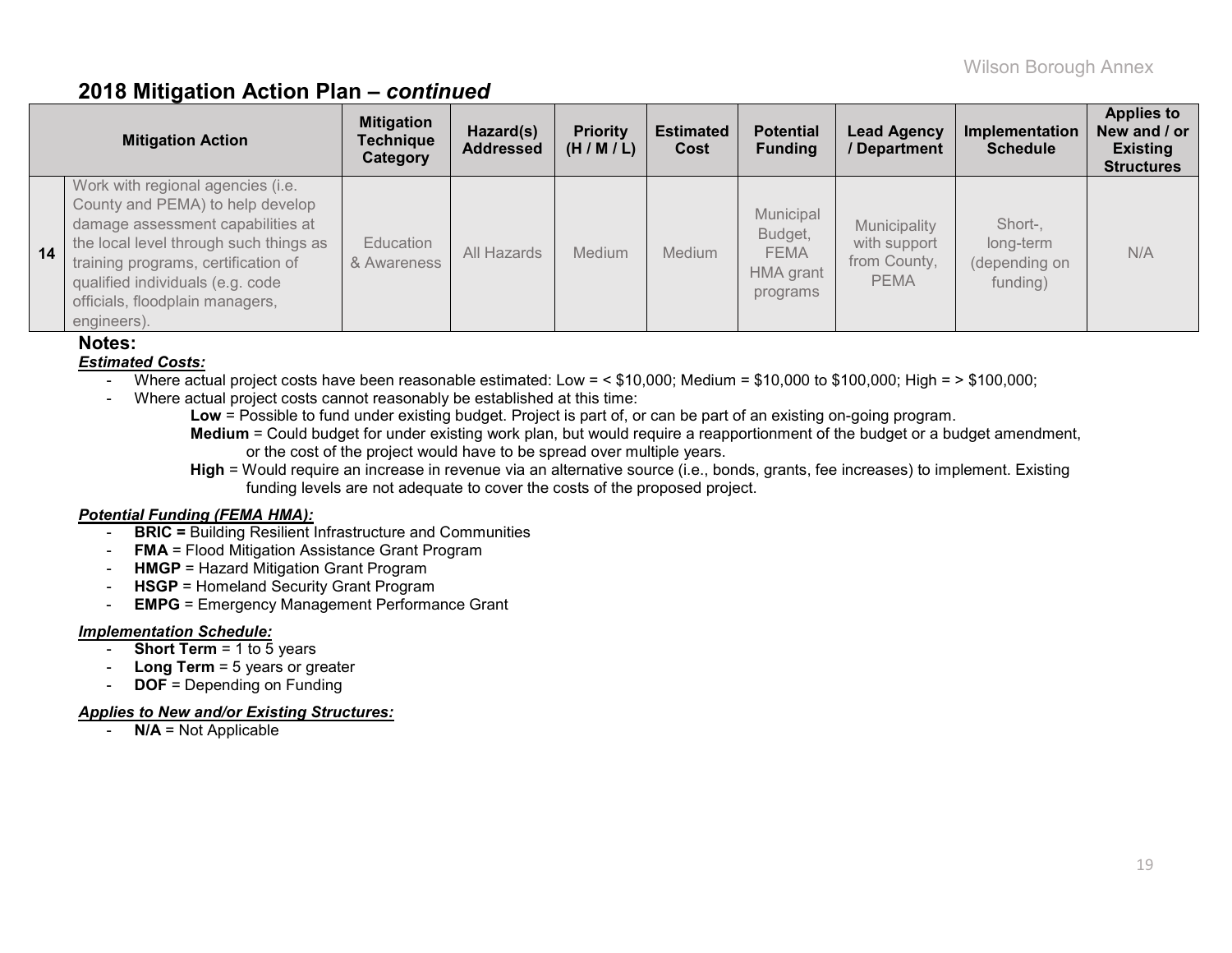## 2018 Mitigation Action Plan – *continued*

| | Mitigation Action | Mitigation Technique Category | Hazard(s) Addressed | Priority (H / M / L) | Estimated Cost | Potential Funding | Lead Agency / Department | Implementation Schedule | Applies to New and / or Existing Structures |
|---|---|---|---|---|---|---|---|---|---|
| 14 | Work with regional agencies (i.e. County and PEMA) to help develop damage assessment capabilities at the local level through such things as training programs, certification of qualified individuals (e.g. code officials, floodplain managers, engineers). | Education & Awareness | All Hazards | Medium | Medium | Municipal Budget, FEMA HMA grant programs | Municipality with support from County, PEMA | Short-, long-term (depending on funding) | N/A |

**Notes:**

***Estimated Costs:***

- Where actual project costs have been reasonable estimated: Low = < $10,000; Medium = $10,000 to $100,000; High = > $100,000;
- Where actual project costs cannot reasonably be established at this time:
  - **Low** = Possible to fund under existing budget. Project is part of, or can be part of an existing on-going program.
  - **Medium** = Could budget for under existing work plan, but would require a reapportionment of the budget or a budget amendment, or the cost of the project would have to be spread over multiple years.
  - **High** = Would require an increase in revenue via an alternative source (i.e., bonds, grants, fee increases) to implement. Existing funding levels are not adequate to cover the costs of the proposed project.

***Potential Funding (FEMA HMA):***

- **BRIC =** Building Resilient Infrastructure and Communities
- **FMA** = Flood Mitigation Assistance Grant Program
- **HMGP** = Hazard Mitigation Grant Program
- **HSGP** = Homeland Security Grant Program
- **EMPG** = Emergency Management Performance Grant

***Implementation Schedule:***

- **Short Term** = 1 to 5 years
- **Long Term** = 5 years or greater
- **DOF** = Depending on Funding

***Applies to New and/or Existing Structures:***

- **N/A** = Not Applicable